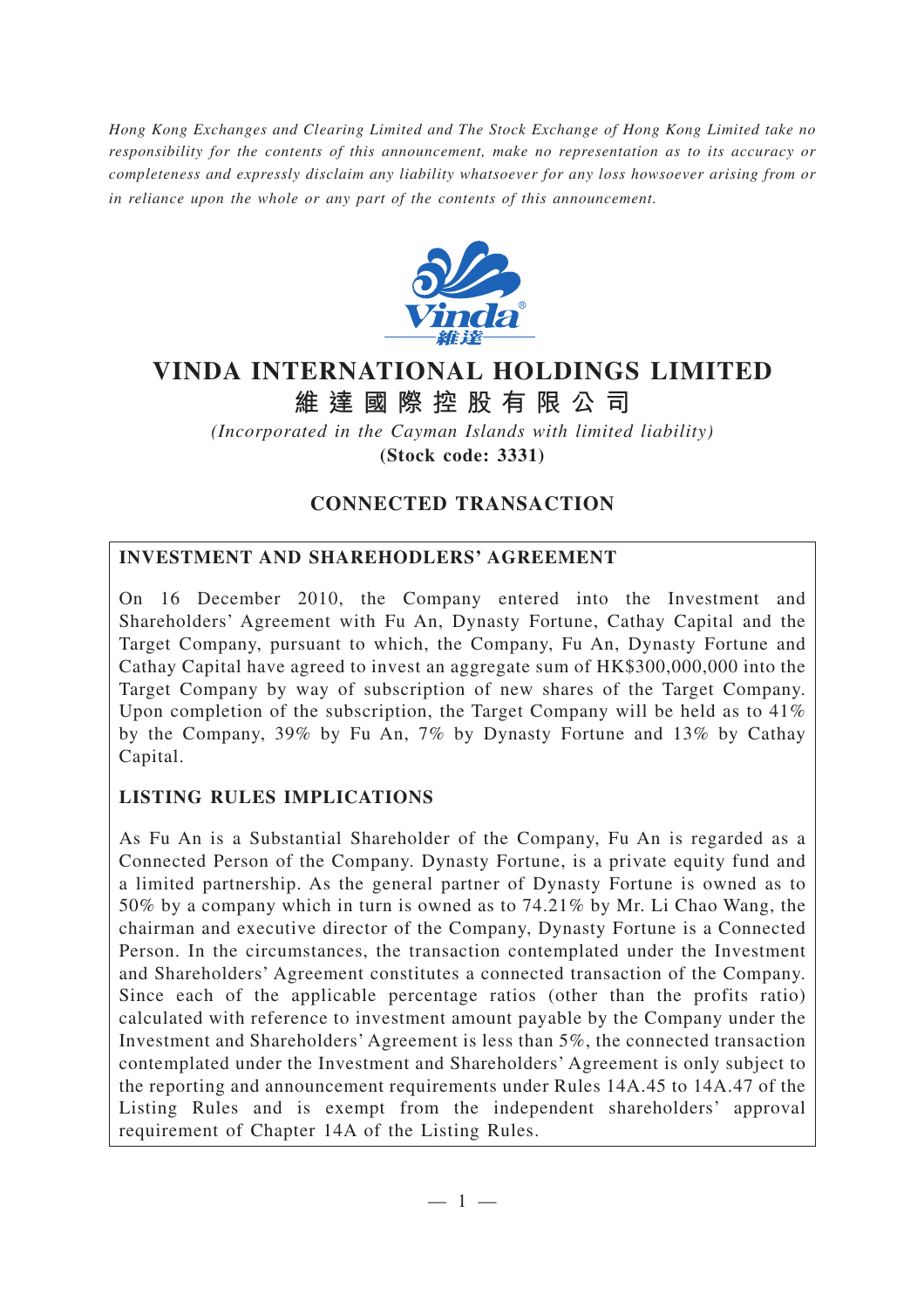*Hong Kong Exchanges and Clearing Limited and The Stock Exchange of Hong Kong Limited take no responsibility for the contents of this announcement, make no representation as to its accuracy or completeness and expressly disclaim any liability whatsoever for any loss howsoever arising from or in reliance upon the whole or any part of the contents of this announcement.*

# VINDA INTERNATIONAL HOLDINGS LIMITED

# 維達國際控股有限公司

*(Incorporated in the Cayman Islands with limited liability)*

**(Stock code: 3331)**

## CONNECTED TRANSACTION

### INVESTMENT AND SHAREHODLERS' AGREEMENT

On 16 December 2010, the Company entered into the Investment and Shareholders' Agreement with Fu An, Dynasty Fortune, Cathay Capital and the Target Company, pursuant to which, the Company, Fu An, Dynasty Fortune and Cathay Capital have agreed to invest an aggregate sum of HK$300,000,000 into the Target Company by way of subscription of new shares of the Target Company. Upon completion of the subscription, the Target Company will be held as to 41% by the Company, 39% by Fu An, 7% by Dynasty Fortune and 13% by Cathay Capital.

### LISTING RULES IMPLICATIONS

As Fu An is a Substantial Shareholder of the Company, Fu An is regarded as a Connected Person of the Company. Dynasty Fortune, is a private equity fund and a limited partnership. As the general partner of Dynasty Fortune is owned as to 50% by a company which in turn is owned as to 74.21% by Mr. Li Chao Wang, the chairman and executive director of the Company, Dynasty Fortune is a Connected Person. In the circumstances, the transaction contemplated under the Investment and Shareholders' Agreement constitutes a connected transaction of the Company. Since each of the applicable percentage ratios (other than the profits ratio) calculated with reference to investment amount payable by the Company under the Investment and Shareholders' Agreement is less than 5%, the connected transaction contemplated under the Investment and Shareholders' Agreement is only subject to the reporting and announcement requirements under Rules 14A.45 to 14A.47 of the Listing Rules and is exempt from the independent shareholders' approval requirement of Chapter 14A of the Listing Rules.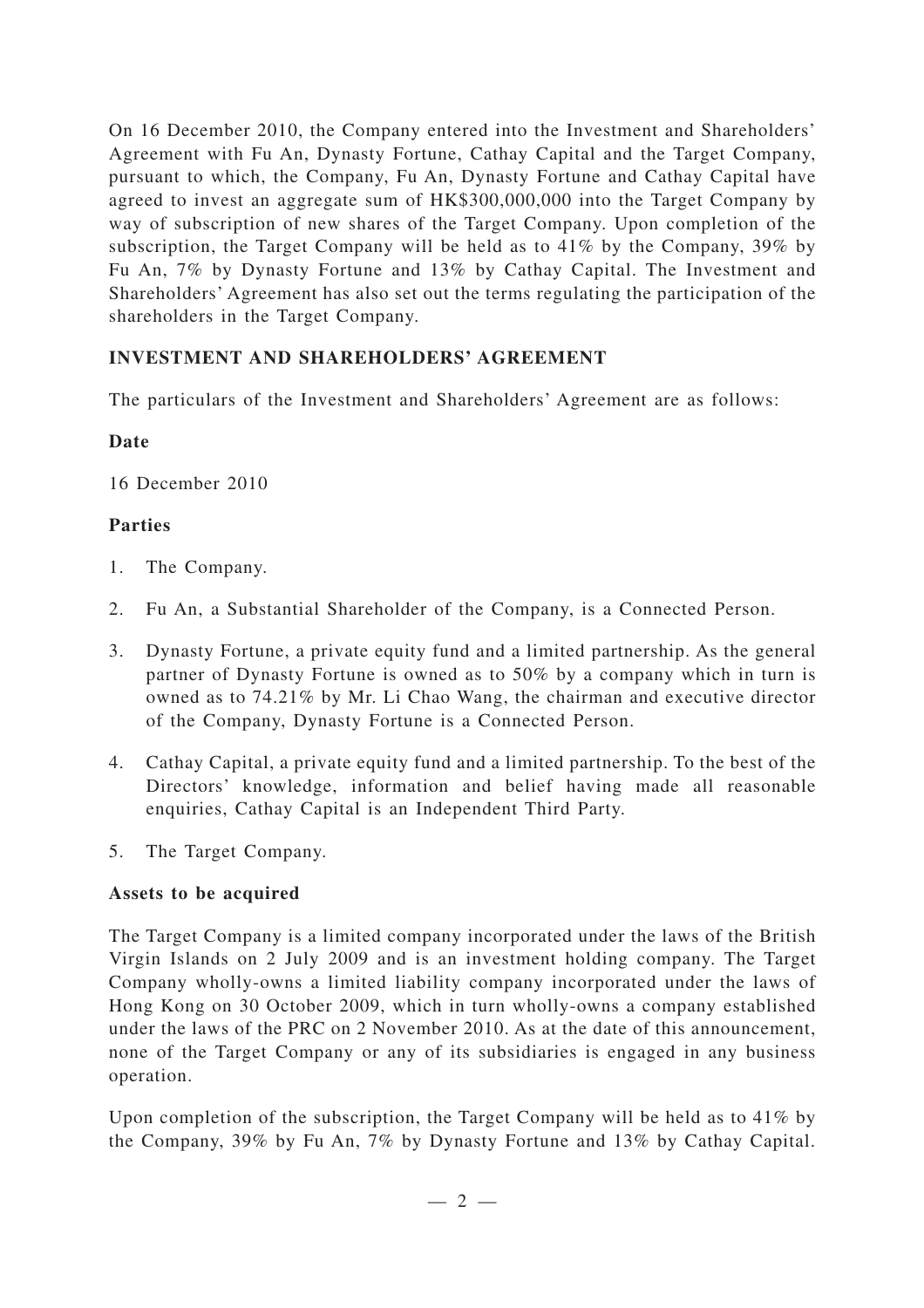On 16 December 2010, the Company entered into the Investment and Shareholders' Agreement with Fu An, Dynasty Fortune, Cathay Capital and the Target Company, pursuant to which, the Company, Fu An, Dynasty Fortune and Cathay Capital have agreed to invest an aggregate sum of HK$300,000,000 into the Target Company by way of subscription of new shares of the Target Company. Upon completion of the subscription, the Target Company will be held as to 41% by the Company, 39% by Fu An, 7% by Dynasty Fortune and 13% by Cathay Capital. The Investment and Shareholders' Agreement has also set out the terms regulating the participation of the shareholders in the Target Company.

## INVESTMENT AND SHAREHOLDERS' AGREEMENT

The particulars of the Investment and Shareholders' Agreement are as follows:

### Date

16 December 2010

### Parties

1. The Company.
2. Fu An, a Substantial Shareholder of the Company, is a Connected Person.
3. Dynasty Fortune, a private equity fund and a limited partnership. As the general partner of Dynasty Fortune is owned as to 50% by a company which in turn is owned as to 74.21% by Mr. Li Chao Wang, the chairman and executive director of the Company, Dynasty Fortune is a Connected Person.
4. Cathay Capital, a private equity fund and a limited partnership. To the best of the Directors' knowledge, information and belief having made all reasonable enquiries, Cathay Capital is an Independent Third Party.
5. The Target Company.

### Assets to be acquired

The Target Company is a limited company incorporated under the laws of the British Virgin Islands on 2 July 2009 and is an investment holding company. The Target Company wholly-owns a limited liability company incorporated under the laws of Hong Kong on 30 October 2009, which in turn wholly-owns a company established under the laws of the PRC on 2 November 2010. As at the date of this announcement, none of the Target Company or any of its subsidiaries is engaged in any business operation.

Upon completion of the subscription, the Target Company will be held as to 41% by the Company, 39% by Fu An, 7% by Dynasty Fortune and 13% by Cathay Capital.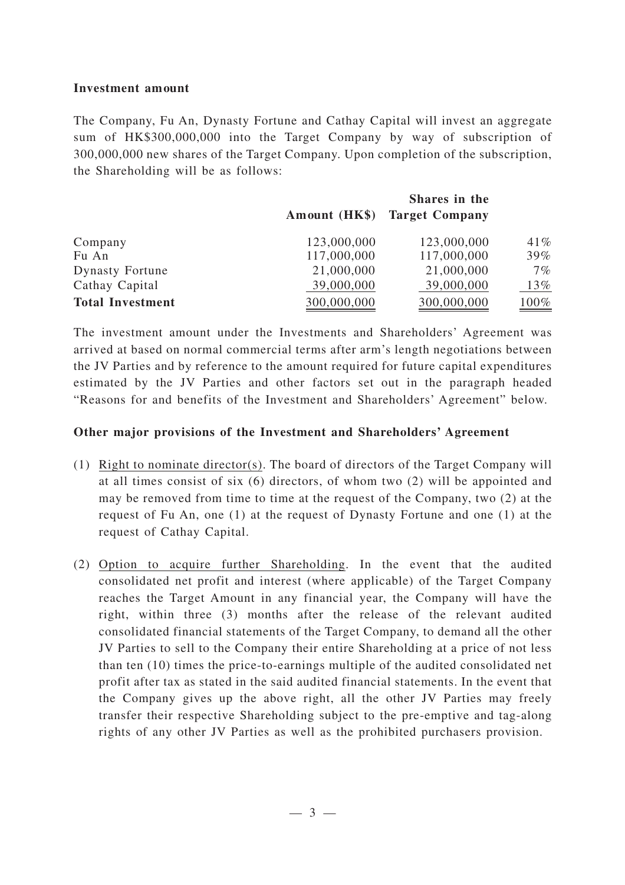**Investment amount**

The Company, Fu An, Dynasty Fortune and Cathay Capital will invest an aggregate sum of HK$300,000,000 into the Target Company by way of subscription of 300,000,000 new shares of the Target Company. Upon completion of the subscription, the Shareholding will be as follows:

| | Amount (HK$) | Shares in the Target Company | |
|---|---|---|---|
| Company | 123,000,000 | 123,000,000 | 41% |
| Fu An | 117,000,000 | 117,000,000 | 39% |
| Dynasty Fortune | 21,000,000 | 21,000,000 | 7% |
| Cathay Capital | 39,000,000 | 39,000,000 | 13% |
| **Total Investment** | 300,000,000 | 300,000,000 | 100% |

The investment amount under the Investments and Shareholders' Agreement was arrived at based on normal commercial terms after arm's length negotiations between the JV Parties and by reference to the amount required for future capital expenditures estimated by the JV Parties and other factors set out in the paragraph headed "Reasons for and benefits of the Investment and Shareholders' Agreement" below.

**Other major provisions of the Investment and Shareholders' Agreement**

(1) Right to nominate director(s). The board of directors of the Target Company will at all times consist of six (6) directors, of whom two (2) will be appointed and may be removed from time to time at the request of the Company, two (2) at the request of Fu An, one (1) at the request of Dynasty Fortune and one (1) at the request of Cathay Capital.

(2) Option to acquire further Shareholding. In the event that the audited consolidated net profit and interest (where applicable) of the Target Company reaches the Target Amount in any financial year, the Company will have the right, within three (3) months after the release of the relevant audited consolidated financial statements of the Target Company, to demand all the other JV Parties to sell to the Company their entire Shareholding at a price of not less than ten (10) times the price-to-earnings multiple of the audited consolidated net profit after tax as stated in the said audited financial statements. In the event that the Company gives up the above right, all the other JV Parties may freely transfer their respective Shareholding subject to the pre-emptive and tag-along rights of any other JV Parties as well as the prohibited purchasers provision.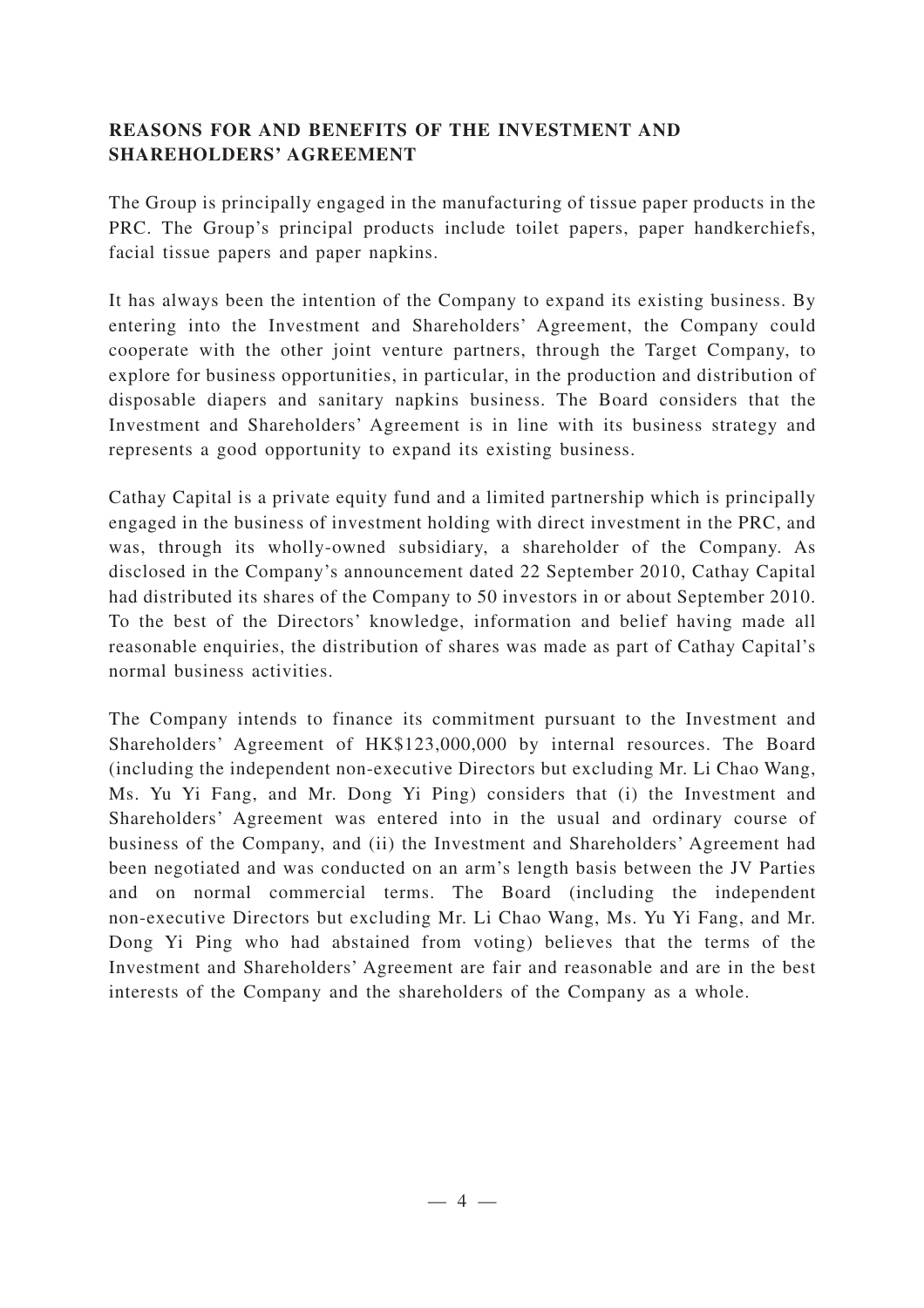## REASONS FOR AND BENEFITS OF THE INVESTMENT AND SHAREHOLDERS' AGREEMENT

The Group is principally engaged in the manufacturing of tissue paper products in the PRC. The Group's principal products include toilet papers, paper handkerchiefs, facial tissue papers and paper napkins.

It has always been the intention of the Company to expand its existing business. By entering into the Investment and Shareholders' Agreement, the Company could cooperate with the other joint venture partners, through the Target Company, to explore for business opportunities, in particular, in the production and distribution of disposable diapers and sanitary napkins business. The Board considers that the Investment and Shareholders' Agreement is in line with its business strategy and represents a good opportunity to expand its existing business.

Cathay Capital is a private equity fund and a limited partnership which is principally engaged in the business of investment holding with direct investment in the PRC, and was, through its wholly-owned subsidiary, a shareholder of the Company. As disclosed in the Company's announcement dated 22 September 2010, Cathay Capital had distributed its shares of the Company to 50 investors in or about September 2010. To the best of the Directors' knowledge, information and belief having made all reasonable enquiries, the distribution of shares was made as part of Cathay Capital's normal business activities.

The Company intends to finance its commitment pursuant to the Investment and Shareholders' Agreement of HK$123,000,000 by internal resources. The Board (including the independent non-executive Directors but excluding Mr. Li Chao Wang, Ms. Yu Yi Fang, and Mr. Dong Yi Ping) considers that (i) the Investment and Shareholders' Agreement was entered into in the usual and ordinary course of business of the Company, and (ii) the Investment and Shareholders' Agreement had been negotiated and was conducted on an arm's length basis between the JV Parties and on normal commercial terms. The Board (including the independent non-executive Directors but excluding Mr. Li Chao Wang, Ms. Yu Yi Fang, and Mr. Dong Yi Ping who had abstained from voting) believes that the terms of the Investment and Shareholders' Agreement are fair and reasonable and are in the best interests of the Company and the shareholders of the Company as a whole.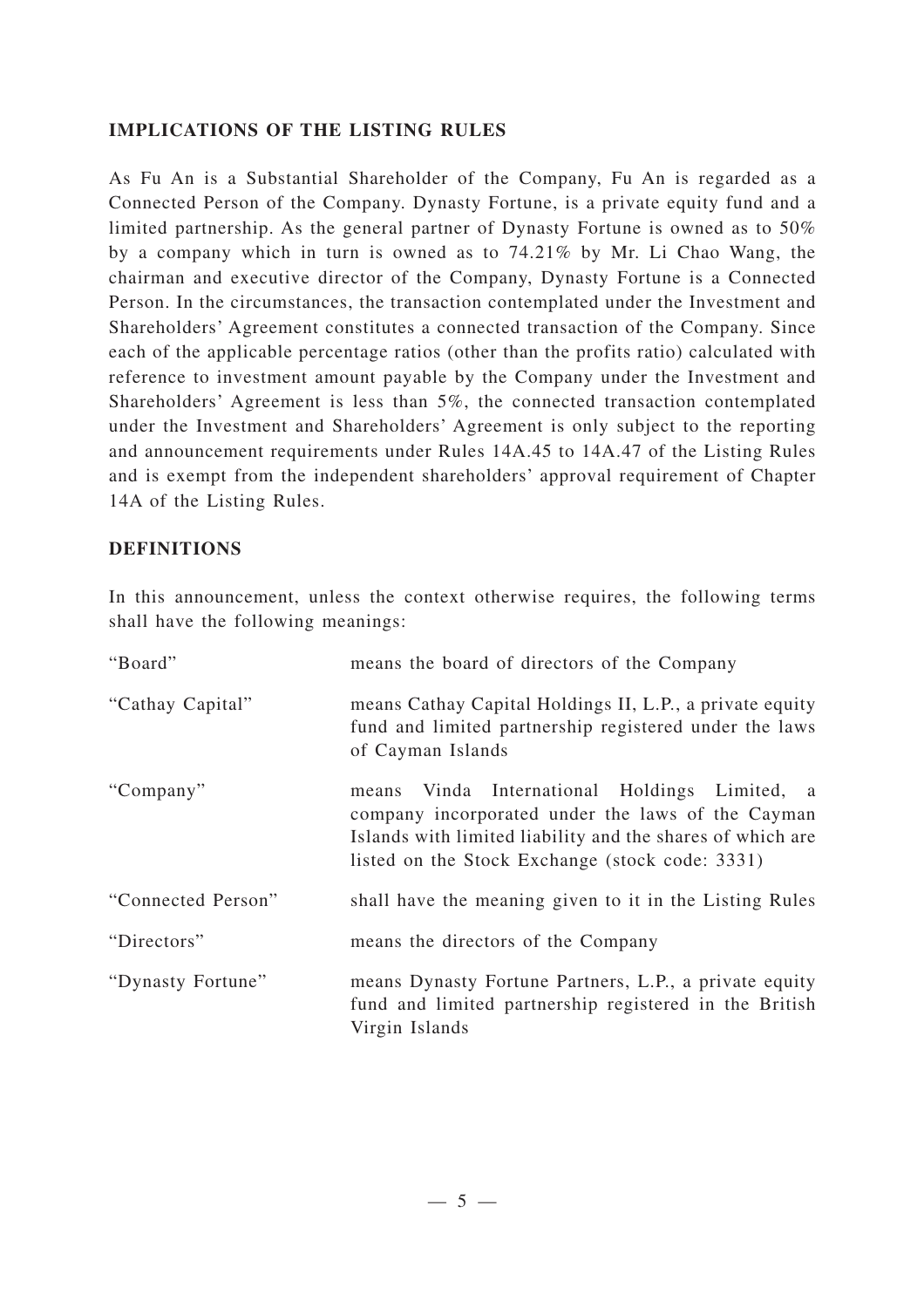## IMPLICATIONS OF THE LISTING RULES

As Fu An is a Substantial Shareholder of the Company, Fu An is regarded as a Connected Person of the Company. Dynasty Fortune, is a private equity fund and a limited partnership. As the general partner of Dynasty Fortune is owned as to 50% by a company which in turn is owned as to 74.21% by Mr. Li Chao Wang, the chairman and executive director of the Company, Dynasty Fortune is a Connected Person. In the circumstances, the transaction contemplated under the Investment and Shareholders' Agreement constitutes a connected transaction of the Company. Since each of the applicable percentage ratios (other than the profits ratio) calculated with reference to investment amount payable by the Company under the Investment and Shareholders' Agreement is less than 5%, the connected transaction contemplated under the Investment and Shareholders' Agreement is only subject to the reporting and announcement requirements under Rules 14A.45 to 14A.47 of the Listing Rules and is exempt from the independent shareholders' approval requirement of Chapter 14A of the Listing Rules.

## DEFINITIONS

In this announcement, unless the context otherwise requires, the following terms shall have the following meanings:

| | |
|---|---|
| "Board" | means the board of directors of the Company |
| "Cathay Capital" | means Cathay Capital Holdings II, L.P., a private equity fund and limited partnership registered under the laws of Cayman Islands |
| "Company" | means Vinda International Holdings Limited, a company incorporated under the laws of the Cayman Islands with limited liability and the shares of which are listed on the Stock Exchange (stock code: 3331) |
| "Connected Person" | shall have the meaning given to it in the Listing Rules |
| "Directors" | means the directors of the Company |
| "Dynasty Fortune" | means Dynasty Fortune Partners, L.P., a private equity fund and limited partnership registered in the British Virgin Islands |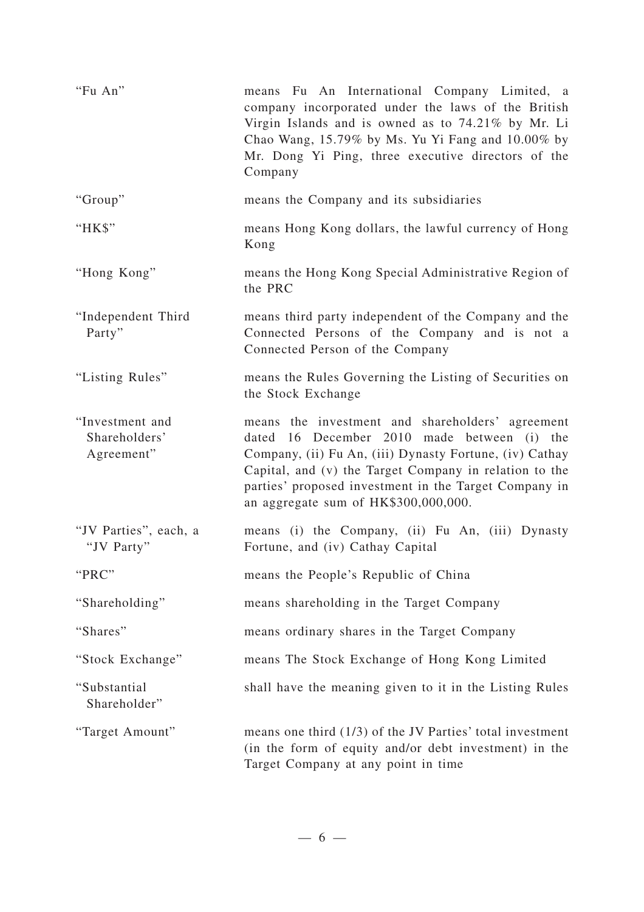| | |
|---|---|
| "Fu An" | means Fu An International Company Limited, a company incorporated under the laws of the British Virgin Islands and is owned as to 74.21% by Mr. Li Chao Wang, 15.79% by Ms. Yu Yi Fang and 10.00% by Mr. Dong Yi Ping, three executive directors of the Company |
| "Group" | means the Company and its subsidiaries |
| "HK$" | means Hong Kong dollars, the lawful currency of Hong Kong |
| "Hong Kong" | means the Hong Kong Special Administrative Region of the PRC |
| "Independent Third Party" | means third party independent of the Company and the Connected Persons of the Company and is not a Connected Person of the Company |
| "Listing Rules" | means the Rules Governing the Listing of Securities on the Stock Exchange |
| "Investment and Shareholders' Agreement" | means the investment and shareholders' agreement dated 16 December 2010 made between (i) the Company, (ii) Fu An, (iii) Dynasty Fortune, (iv) Cathay Capital, and (v) the Target Company in relation to the parties' proposed investment in the Target Company in an aggregate sum of HK$300,000,000. |
| "JV Parties", each, a "JV Party" | means (i) the Company, (ii) Fu An, (iii) Dynasty Fortune, and (iv) Cathay Capital |
| "PRC" | means the People's Republic of China |
| "Shareholding" | means shareholding in the Target Company |
| "Shares" | means ordinary shares in the Target Company |
| "Stock Exchange" | means The Stock Exchange of Hong Kong Limited |
| "Substantial Shareholder" | shall have the meaning given to it in the Listing Rules |
| "Target Amount" | means one third (1/3) of the JV Parties' total investment (in the form of equity and/or debt investment) in the Target Company at any point in time |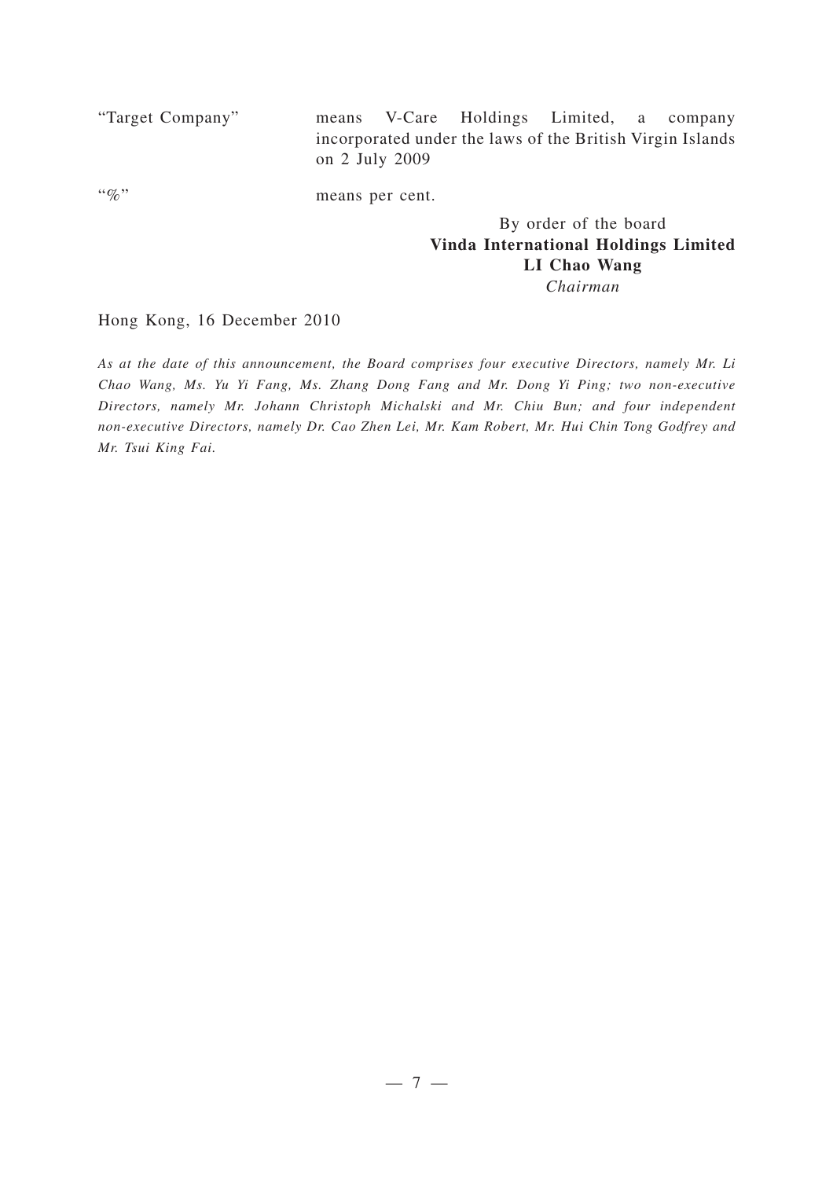| | |
|---|---|
| "Target Company" | means V-Care Holdings Limited, a company incorporated under the laws of the British Virgin Islands on 2 July 2009 |
| "%" | means per cent. |

By order of the board
**Vinda International Holdings Limited**
**LI Chao Wang**
*Chairman*

Hong Kong, 16 December 2010

*As at the date of this announcement, the Board comprises four executive Directors, namely Mr. Li Chao Wang, Ms. Yu Yi Fang, Ms. Zhang Dong Fang and Mr. Dong Yi Ping; two non-executive Directors, namely Mr. Johann Christoph Michalski and Mr. Chiu Bun; and four independent non-executive Directors, namely Dr. Cao Zhen Lei, Mr. Kam Robert, Mr. Hui Chin Tong Godfrey and Mr. Tsui King Fai.*